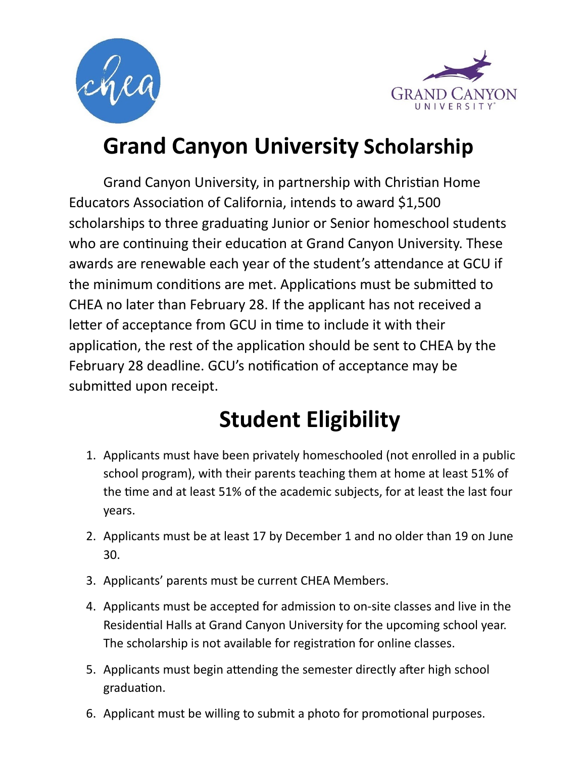# Grand Canyon University Scholarship

Grand Canyon University, in partnership with Christian Home Educators Association of California, intends to award $1,500 scholarships to three graduating Junior or Senior homeschool students who are continuing their education at Grand Canyon University. These awards are renewable each year of the student's attendance at GCU if the minimum conditions are met. Applications must be submitted to CHEA no later than February 28. If the applicant has not received a letter of acceptance from GCU in time to include it with their application, the rest of the application should be sent to CHEA by the February 28 deadline. GCU's notification of acceptance may be submitted upon receipt.

# Student Eligibility

1. Applicants must have been privately homeschooled (not enrolled in a public school program), with their parents teaching them at home at least 51% of the time and at least 51% of the academic subjects, for at least the last four years.
2. Applicants must be at least 17 by December 1 and no older than 19 on June 30.
3. Applicants' parents must be current CHEA Members.
4. Applicants must be accepted for admission to on-site classes and live in the Residential Halls at Grand Canyon University for the upcoming school year. The scholarship is not available for registration for online classes.
5. Applicants must begin attending the semester directly after high school graduation.
6. Applicant must be willing to submit a photo for promotional purposes.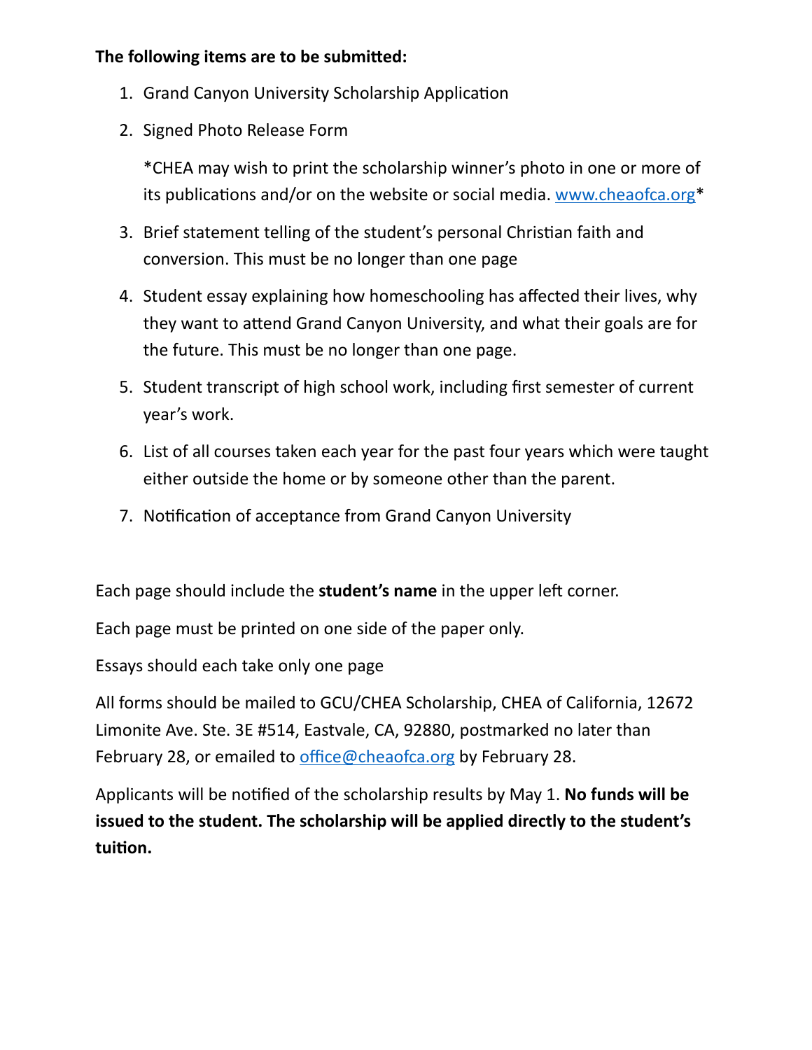**The following items are to be submitted:**

1. Grand Canyon University Scholarship Application
2. Signed Photo Release Form

   *CHEA may wish to print the scholarship winner's photo in one or more of its publications and/or on the website or social media. www.cheaofca.org*
3. Brief statement telling of the student's personal Christian faith and conversion. This must be no longer than one page
4. Student essay explaining how homeschooling has affected their lives, why they want to attend Grand Canyon University, and what their goals are for the future. This must be no longer than one page.
5. Student transcript of high school work, including first semester of current year's work.
6. List of all courses taken each year for the past four years which were taught either outside the home or by someone other than the parent.
7. Notification of acceptance from Grand Canyon University

Each page should include the **student's name** in the upper left corner.

Each page must be printed on one side of the paper only.

Essays should each take only one page

All forms should be mailed to GCU/CHEA Scholarship, CHEA of California, 12672 Limonite Ave. Ste. 3E #514, Eastvale, CA, 92880, postmarked no later than February 28, or emailed to office@cheaofca.org by February 28.

Applicants will be notified of the scholarship results by May 1. **No funds will be issued to the student. The scholarship will be applied directly to the student's tuition.**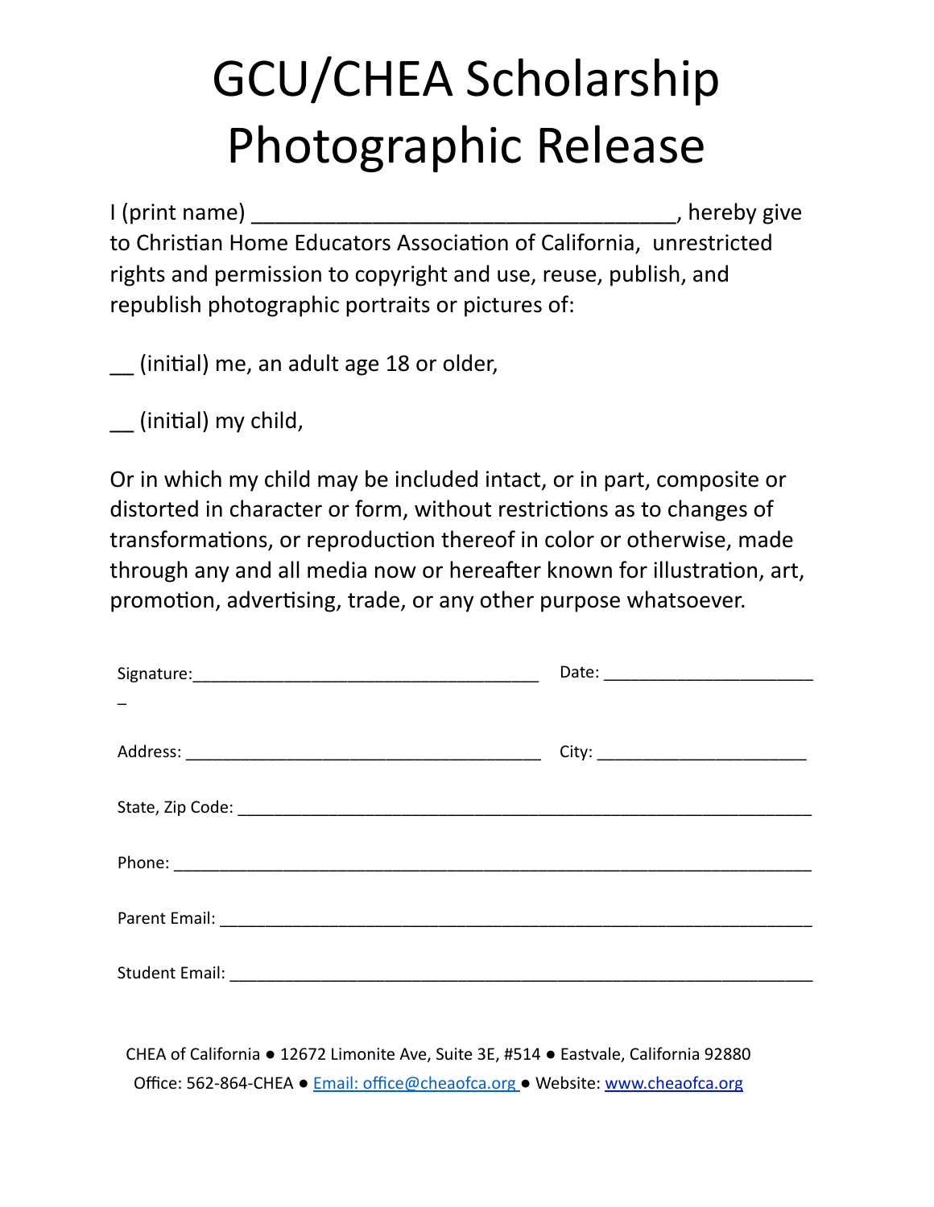# GCU/CHEA Scholarship Photographic Release

I (print name) ___________________________________, hereby give to Christian Home Educators Association of California, unrestricted rights and permission to copyright and use, reuse, publish, and republish photographic portraits or pictures of:

__ (initial) me, an adult age 18 or older,

__ (initial) my child,

Or in which my child may be included intact, or in part, composite or distorted in character or form, without restrictions as to changes of transformations, or reproduction thereof in color or otherwise, made through any and all media now or hereafter known for illustration, art, promotion, advertising, trade, or any other purpose whatsoever.

Signature:_____________________________________ Date: ______________________

_

Address: ______________________________________ City: _______________________

State, Zip Code: _____________________________________________________________

Phone: _____________________________________________________________________

Parent Email: ________________________________________________________________

Student Email: _______________________________________________________________

CHEA of California ● 12672 Limonite Ave, Suite 3E, #514 ● Eastvale, California 92880

Office: 562-864-CHEA ● Email: office@cheaofca.org ● Website: www.cheaofca.org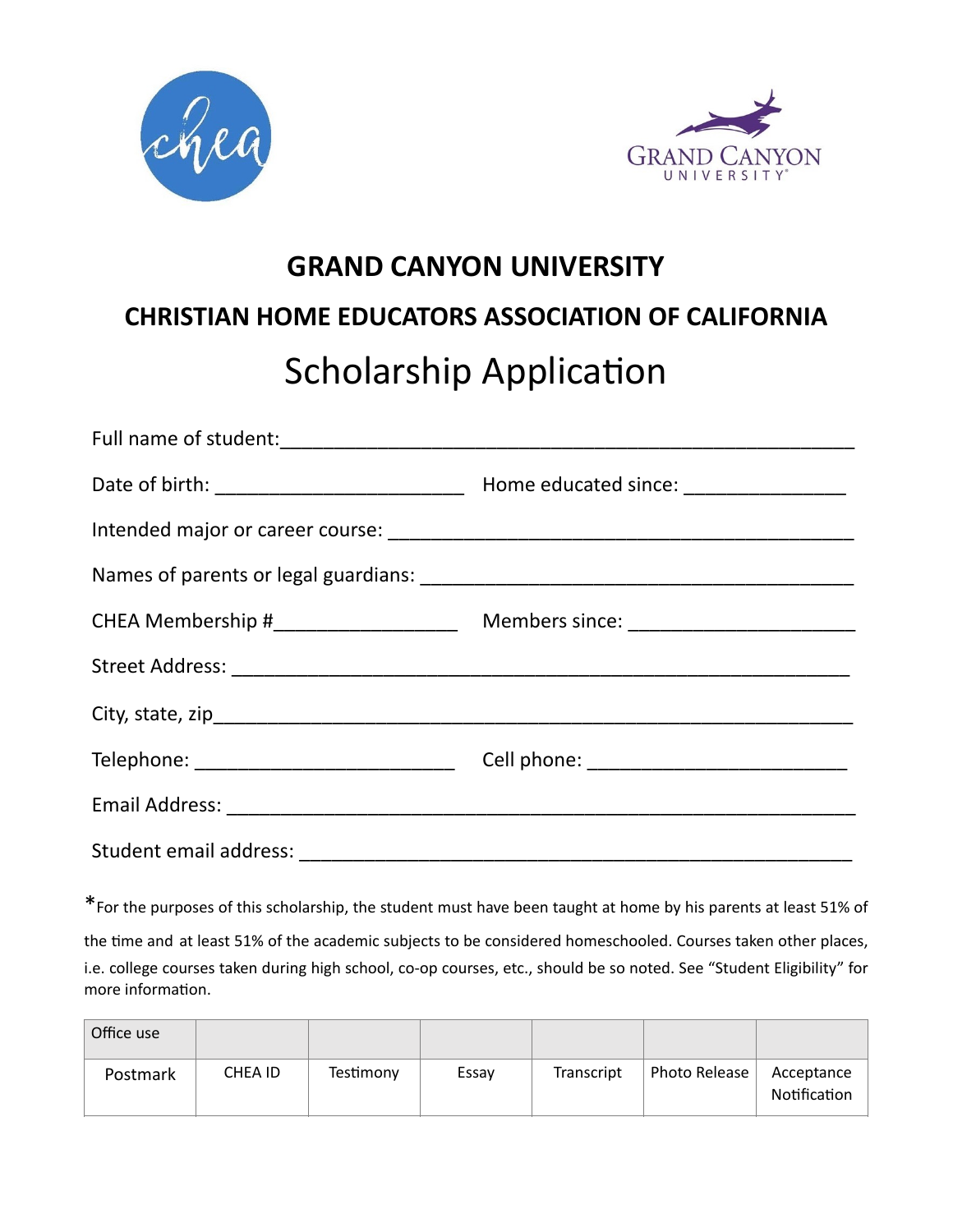# GRAND CANYON UNIVERSITY

## CHRISTIAN HOME EDUCATORS ASSOCIATION OF CALIFORNIA

## Scholarship Application

Full name of student:_______________________________________________________

Date of birth: _______________________ Home educated since: _______________

Intended major or career course: ___________________________________________

Names of parents or legal guardians: ________________________________________

CHEA Membership #_________________ Members since: _____________________

Street Address: ___________________________________________________________

City, state, zip____________________________________________________________

Telephone: ________________________ Cell phone: ________________________

Email Address: ____________________________________________________________

Student email address: _____________________________________________________

*For the purposes of this scholarship, the student must have been taught at home by his parents at least 51% of the time and at least 51% of the academic subjects to be considered homeschooled. Courses taken other places, i.e. college courses taken during high school, co-op courses, etc., should be so noted. See "Student Eligibility" for more information.

| Office use | | | | | | |
|---|---|---|---|---|---|---|
| Postmark | CHEA ID | Testimony | Essay | Transcript | Photo Release | Acceptance Notification |